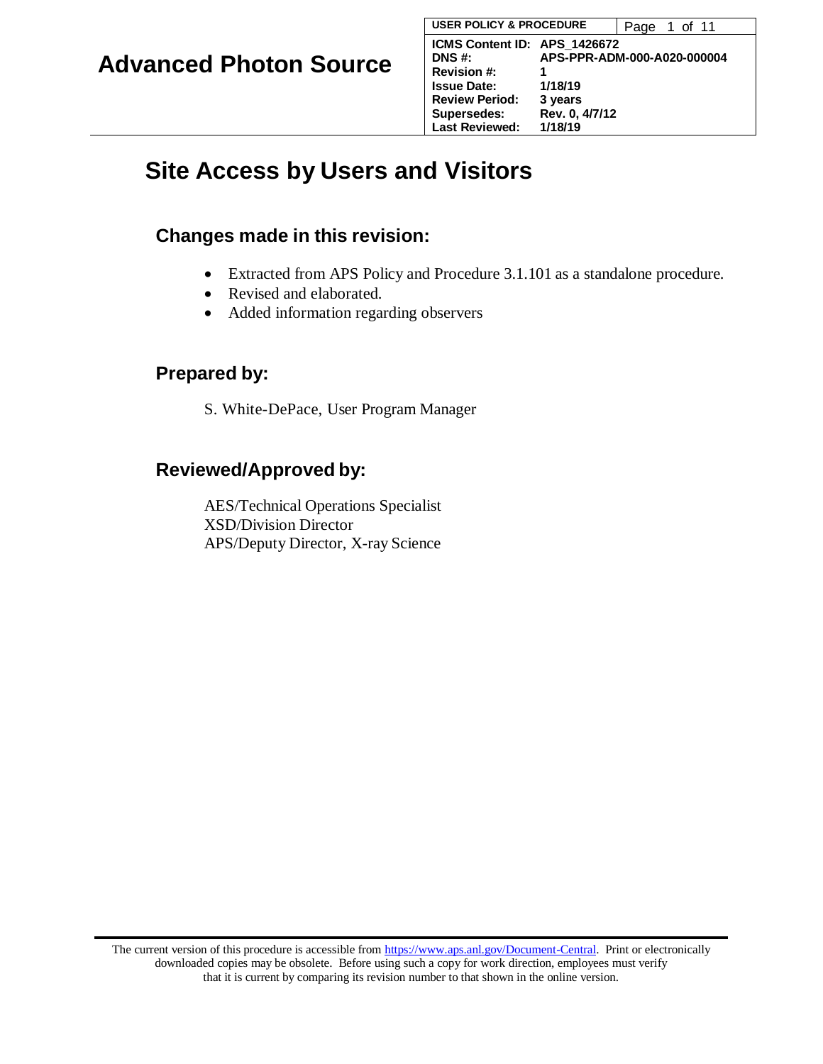**Advanced Photon Source**

| USER POLICY & PROCEDURE | |
|---|---|
| ICMS Content ID: | APS_1426672 |
| DNS #: | APS-PPR-ADM-000-A020-000004 |
| Revision #: | 1 |
| Issue Date: | 1/18/19 |
| Review Period: | 3 years |
| Supersedes: | Rev. 0, 4/7/12 |
| Last Reviewed: | 1/18/19 |

# Site Access by Users and Visitors

## Changes made in this revision:

- Extracted from APS Policy and Procedure 3.1.101 as a standalone procedure.
- Revised and elaborated.
- Added information regarding observers

## Prepared by:

S. White-DePace, User Program Manager

## Reviewed/Approved by:

AES/Technical Operations Specialist
XSD/Division Director
APS/Deputy Director, X-ray Science

The current version of this procedure is accessible from https://www.aps.anl.gov/Document-Central. Print or electronically downloaded copies may be obsolete. Before using such a copy for work direction, employees must verify that it is current by comparing its revision number to that shown in the online version.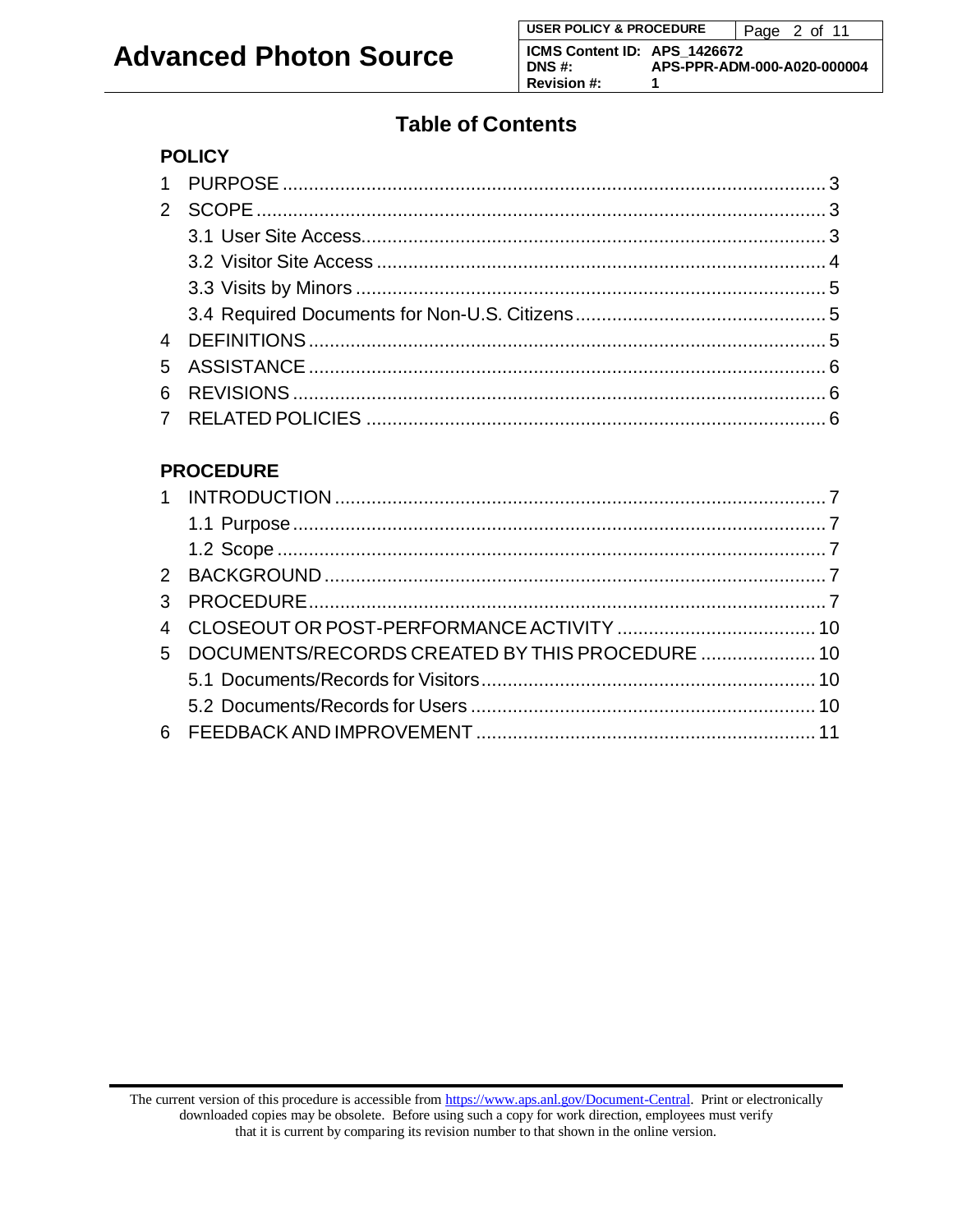# Table of Contents

**POLICY**

1 PURPOSE ........................................................................................................ 3

2 SCOPE ............................................................................................................. 3

3.1 User Site Access.......................................................................................... 3

3.2 Visitor Site Access ...................................................................................... 4

3.3 Visits by Minors .......................................................................................... 5

3.4 Required Documents for Non-U.S. Citizens ................................................ 5

4 DEFINITIONS .................................................................................................. 5

5 ASSISTANCE .................................................................................................. 6

6 REVISIONS ..................................................................................................... 6

7 RELATED POLICIES ....................................................................................... 6

**PROCEDURE**

1 INTRODUCTION ............................................................................................. 7

1.1 Purpose ....................................................................................................... 7

1.2 Scope .......................................................................................................... 7

2 BACKGROUND ............................................................................................... 7

3 PROCEDURE .................................................................................................. 7

4 CLOSEOUT OR POST-PERFORMANCE ACTIVITY ...................................... 10

5 DOCUMENTS/RECORDS CREATED BY THIS PROCEDURE ...................... 10

5.1 Documents/Records for Visitors ................................................................ 10

5.2 Documents/Records for Users .................................................................. 10

6 FEEDBACK AND IMPROVEMENT ................................................................. 11

The current version of this procedure is accessible from https://www.aps.anl.gov/Document-Central. Print or electronically downloaded copies may be obsolete. Before using such a copy for work direction, employees must verify that it is current by comparing its revision number to that shown in the online version.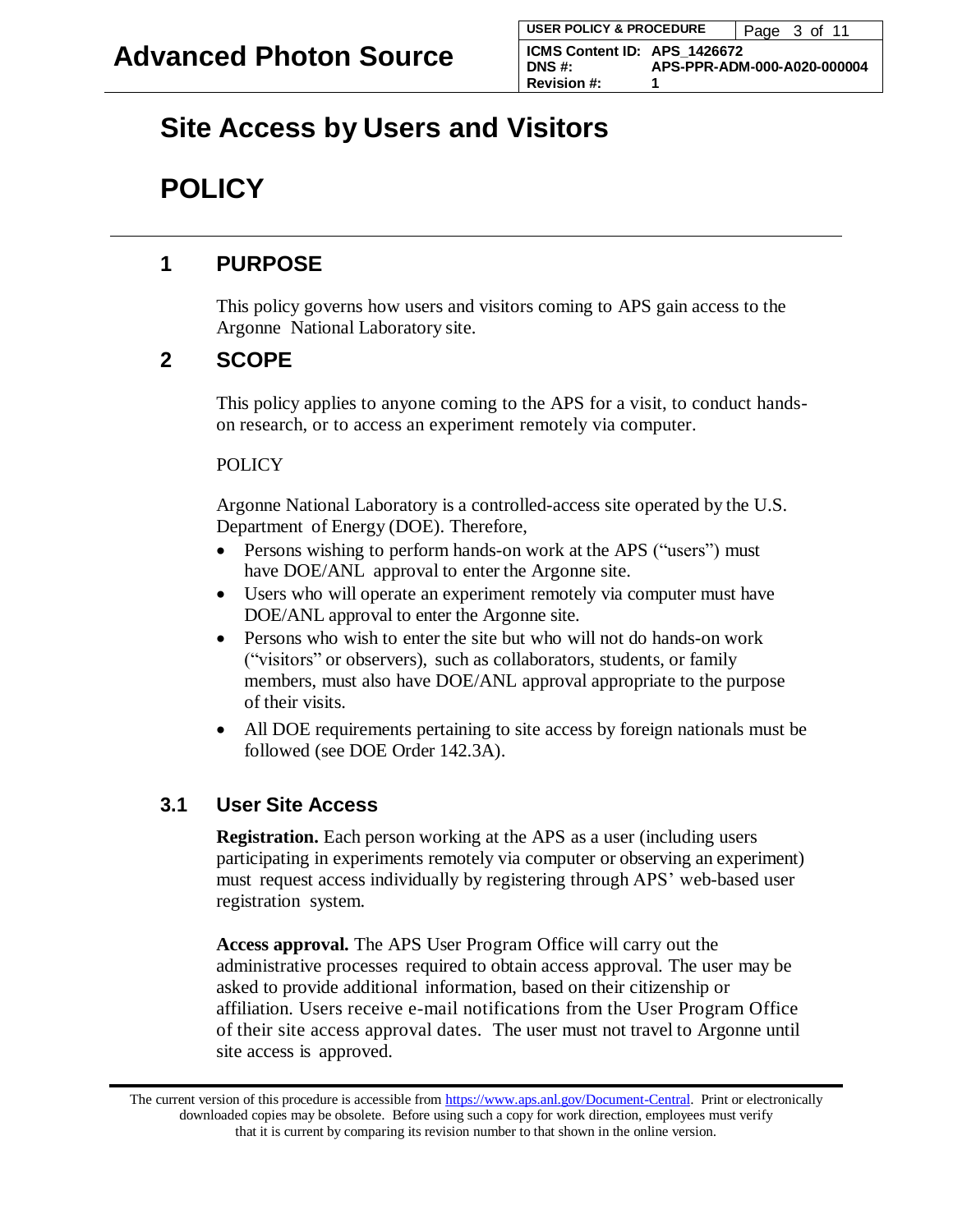# Site Access by Users and Visitors

# POLICY

## 1 PURPOSE

This policy governs how users and visitors coming to APS gain access to the Argonne National Laboratory site.

## 2 SCOPE

This policy applies to anyone coming to the APS for a visit, to conduct hands-on research, or to access an experiment remotely via computer.

POLICY

Argonne National Laboratory is a controlled-access site operated by the U.S. Department of Energy (DOE). Therefore,

- Persons wishing to perform hands-on work at the APS ("users") must have DOE/ANL approval to enter the Argonne site.
- Users who will operate an experiment remotely via computer must have DOE/ANL approval to enter the Argonne site.
- Persons who wish to enter the site but who will not do hands-on work ("visitors" or observers), such as collaborators, students, or family members, must also have DOE/ANL approval appropriate to the purpose of their visits.
- All DOE requirements pertaining to site access by foreign nationals must be followed (see DOE Order 142.3A).

### 3.1 User Site Access

**Registration.** Each person working at the APS as a user (including users participating in experiments remotely via computer or observing an experiment) must request access individually by registering through APS' web-based user registration system.

**Access approval.** The APS User Program Office will carry out the administrative processes required to obtain access approval. The user may be asked to provide additional information, based on their citizenship or affiliation. Users receive e-mail notifications from the User Program Office of their site access approval dates. The user must not travel to Argonne until site access is approved.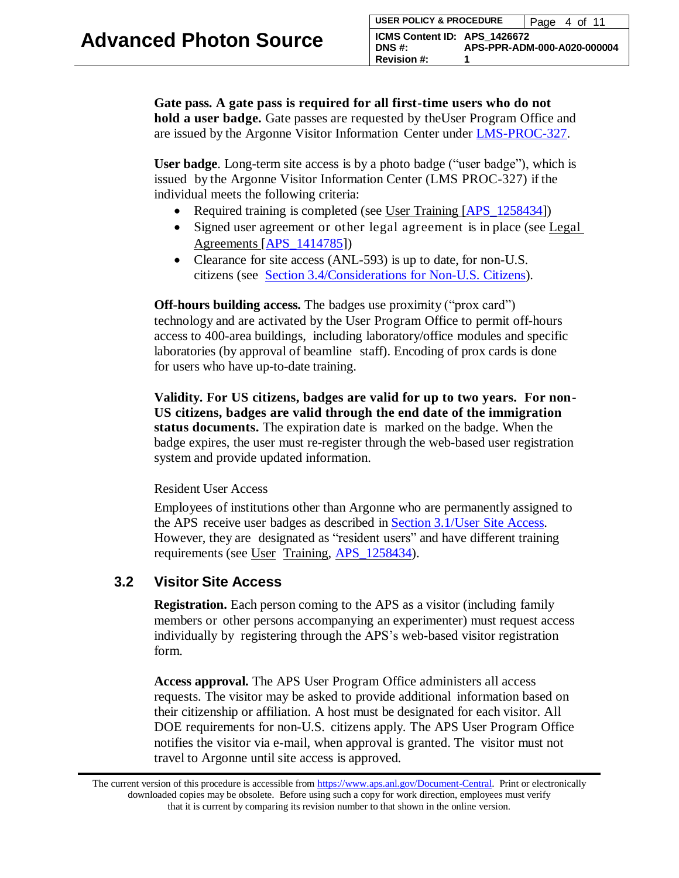**Gate pass. A gate pass is required for all first-time users who do not hold a user badge.** Gate passes are requested by theUser Program Office and are issued by the Argonne Visitor Information Center under LMS-PROC-327.

**User badge**. Long-term site access is by a photo badge ("user badge"), which is issued by the Argonne Visitor Information Center (LMS PROC-327) if the individual meets the following criteria:

- Required training is completed (see User Training [APS_1258434])
- Signed user agreement or other legal agreement is in place (see Legal Agreements [APS_1414785])
- Clearance for site access (ANL-593) is up to date, for non-U.S. citizens (see Section 3.4/Considerations for Non-U.S. Citizens).

**Off-hours building access.** The badges use proximity ("prox card") technology and are activated by the User Program Office to permit off-hours access to 400-area buildings, including laboratory/office modules and specific laboratories (by approval of beamline staff). Encoding of prox cards is done for users who have up-to-date training.

**Validity. For US citizens, badges are valid for up to two years. For non-US citizens, badges are valid through the end date of the immigration status documents.** The expiration date is marked on the badge. When the badge expires, the user must re-register through the web-based user registration system and provide updated information.

Resident User Access

Employees of institutions other than Argonne who are permanently assigned to the APS receive user badges as described in Section 3.1/User Site Access. However, they are designated as "resident users" and have different training requirements (see User Training, APS_1258434).

## 3.2 Visitor Site Access

**Registration.** Each person coming to the APS as a visitor (including family members or other persons accompanying an experimenter) must request access individually by registering through the APS's web-based visitor registration form.

**Access approval.** The APS User Program Office administers all access requests. The visitor may be asked to provide additional information based on their citizenship or affiliation. A host must be designated for each visitor. All DOE requirements for non-U.S. citizens apply. The APS User Program Office notifies the visitor via e-mail, when approval is granted. The visitor must not travel to Argonne until site access is approved.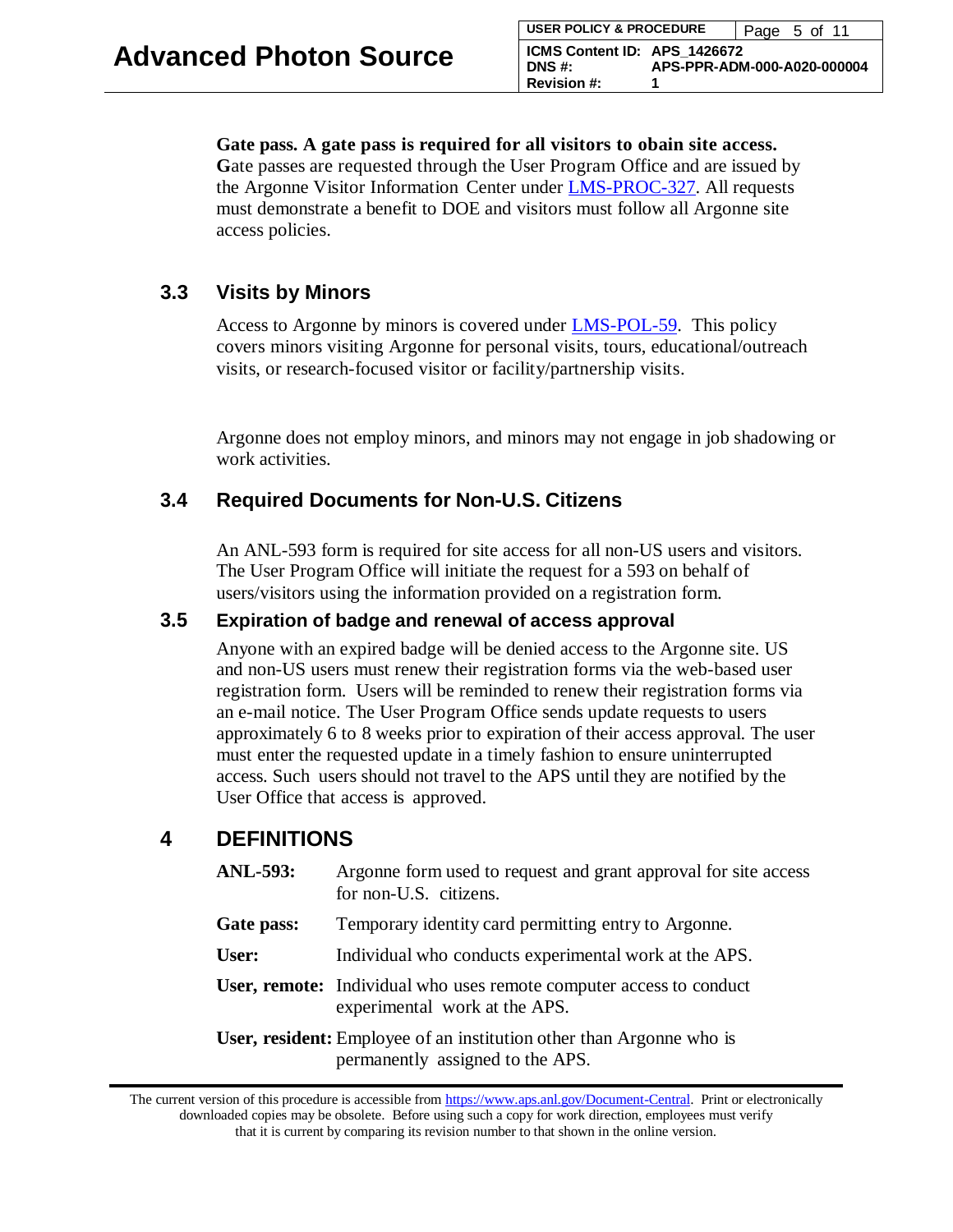**Gate pass. A gate pass is required for all visitors to obain site access.** Gate passes are requested through the User Program Office and are issued by the Argonne Visitor Information Center under LMS-PROC-327. All requests must demonstrate a benefit to DOE and visitors must follow all Argonne site access policies.

## 3.3 Visits by Minors

Access to Argonne by minors is covered under LMS-POL-59. This policy covers minors visiting Argonne for personal visits, tours, educational/outreach visits, or research-focused visitor or facility/partnership visits.

Argonne does not employ minors, and minors may not engage in job shadowing or work activities.

## 3.4 Required Documents for Non-U.S. Citizens

An ANL-593 form is required for site access for all non-US users and visitors. The User Program Office will initiate the request for a 593 on behalf of users/visitors using the information provided on a registration form.

## 3.5 Expiration of badge and renewal of access approval

Anyone with an expired badge will be denied access to the Argonne site. US and non-US users must renew their registration forms via the web-based user registration form. Users will be reminded to renew their registration forms via an e-mail notice. The User Program Office sends update requests to users approximately 6 to 8 weeks prior to expiration of their access approval. The user must enter the requested update in a timely fashion to ensure uninterrupted access. Such users should not travel to the APS until they are notified by the User Office that access is approved.

# 4 DEFINITIONS

**ANL-593:** Argonne form used to request and grant approval for site access for non-U.S. citizens.

**Gate pass:** Temporary identity card permitting entry to Argonne.

**User:** Individual who conducts experimental work at the APS.

**User, remote:** Individual who uses remote computer access to conduct experimental work at the APS.

**User, resident:** Employee of an institution other than Argonne who is permanently assigned to the APS.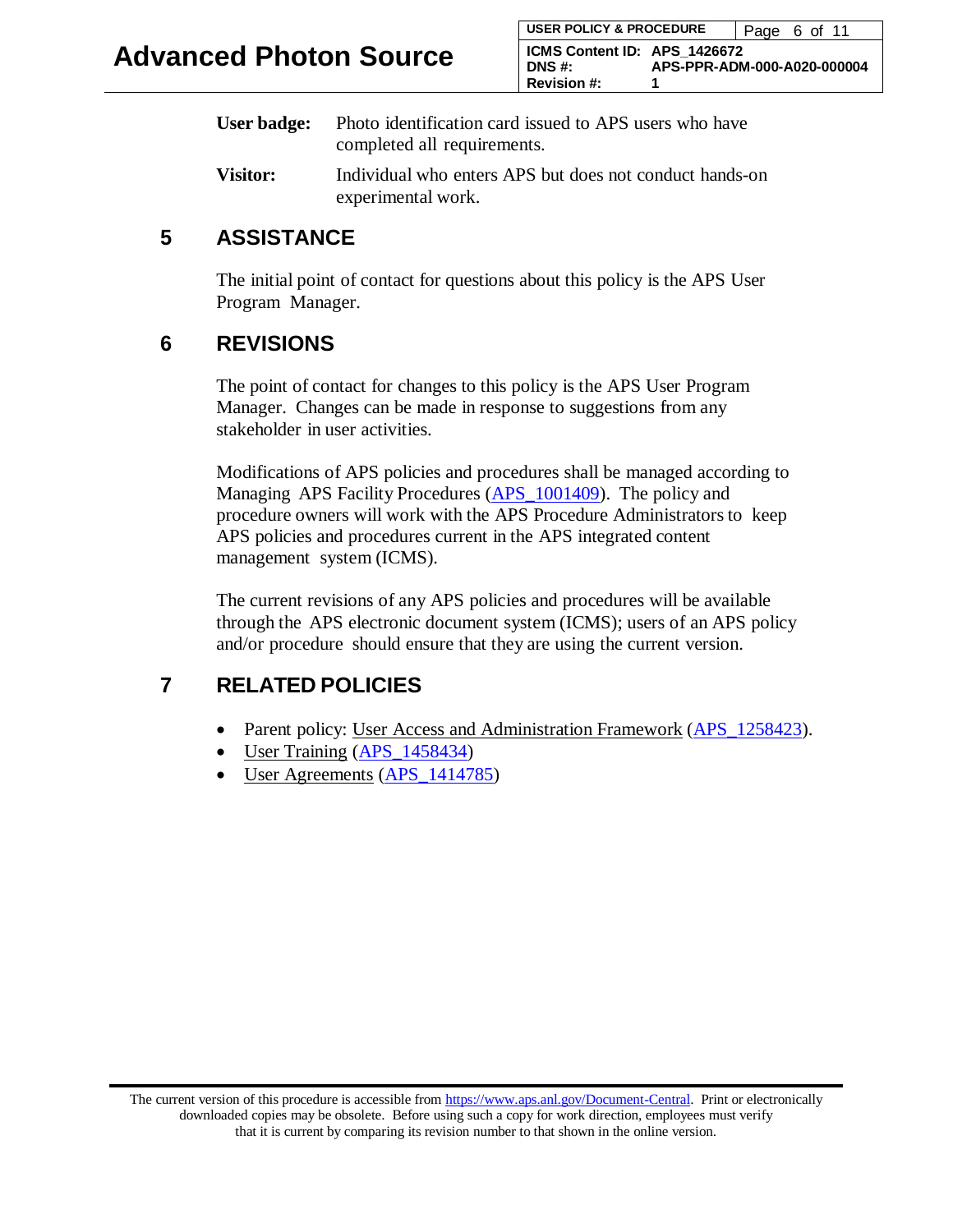**User badge:** Photo identification card issued to APS users who have completed all requirements.

**Visitor:** Individual who enters APS but does not conduct hands-on experimental work.

## 5 ASSISTANCE

The initial point of contact for questions about this policy is the APS User Program Manager.

## 6 REVISIONS

The point of contact for changes to this policy is the APS User Program Manager. Changes can be made in response to suggestions from any stakeholder in user activities.

Modifications of APS policies and procedures shall be managed according to Managing APS Facility Procedures (APS_1001409). The policy and procedure owners will work with the APS Procedure Administrators to keep APS policies and procedures current in the APS integrated content management system (ICMS).

The current revisions of any APS policies and procedures will be available through the APS electronic document system (ICMS); users of an APS policy and/or procedure should ensure that they are using the current version.

## 7 RELATED POLICIES

- Parent policy: User Access and Administration Framework (APS_1258423).
- User Training (APS_1458434)
- User Agreements (APS_1414785)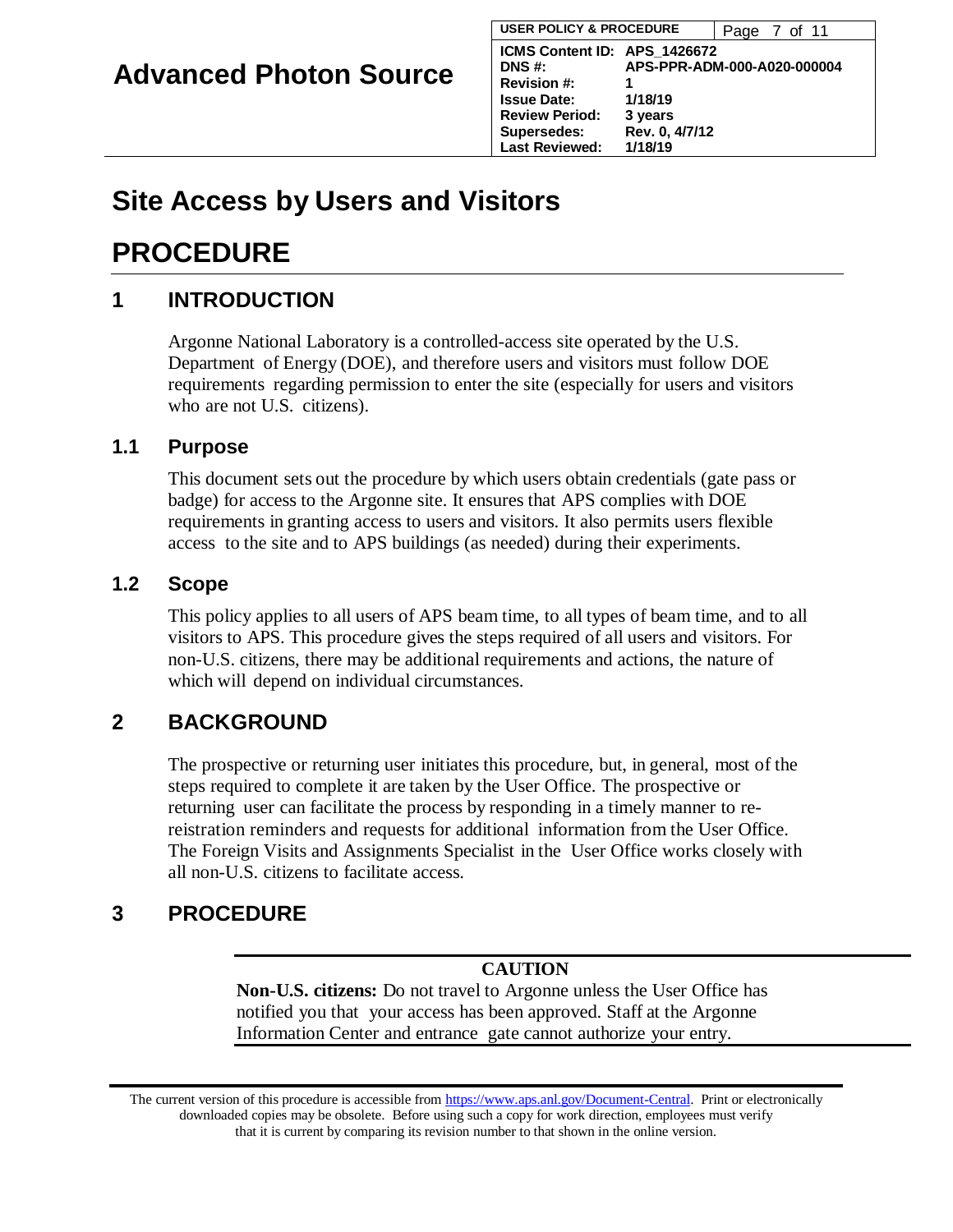# Site Access by Users and Visitors

# PROCEDURE

## 1 INTRODUCTION

Argonne National Laboratory is a controlled-access site operated by the U.S. Department of Energy (DOE), and therefore users and visitors must follow DOE requirements regarding permission to enter the site (especially for users and visitors who are not U.S. citizens).

### 1.1 Purpose

This document sets out the procedure by which users obtain credentials (gate pass or badge) for access to the Argonne site. It ensures that APS complies with DOE requirements in granting access to users and visitors. It also permits users flexible access to the site and to APS buildings (as needed) during their experiments.

### 1.2 Scope

This policy applies to all users of APS beam time, to all types of beam time, and to all visitors to APS. This procedure gives the steps required of all users and visitors. For non-U.S. citizens, there may be additional requirements and actions, the nature of which will depend on individual circumstances.

## 2 BACKGROUND

The prospective or returning user initiates this procedure, but, in general, most of the steps required to complete it are taken by the User Office. The prospective or returning user can facilitate the process by responding in a timely manner to re-reistration reminders and requests for additional information from the User Office. The Foreign Visits and Assignments Specialist in the User Office works closely with all non-U.S. citizens to facilitate access.

## 3 PROCEDURE

**CAUTION**

**Non-U.S. citizens:** Do not travel to Argonne unless the User Office has notified you that your access has been approved. Staff at the Argonne Information Center and entrance gate cannot authorize your entry.

---

The current version of this procedure is accessible from https://www.aps.anl.gov/Document-Central. Print or electronically downloaded copies may be obsolete. Before using such a copy for work direction, employees must verify that it is current by comparing its revision number to that shown in the online version.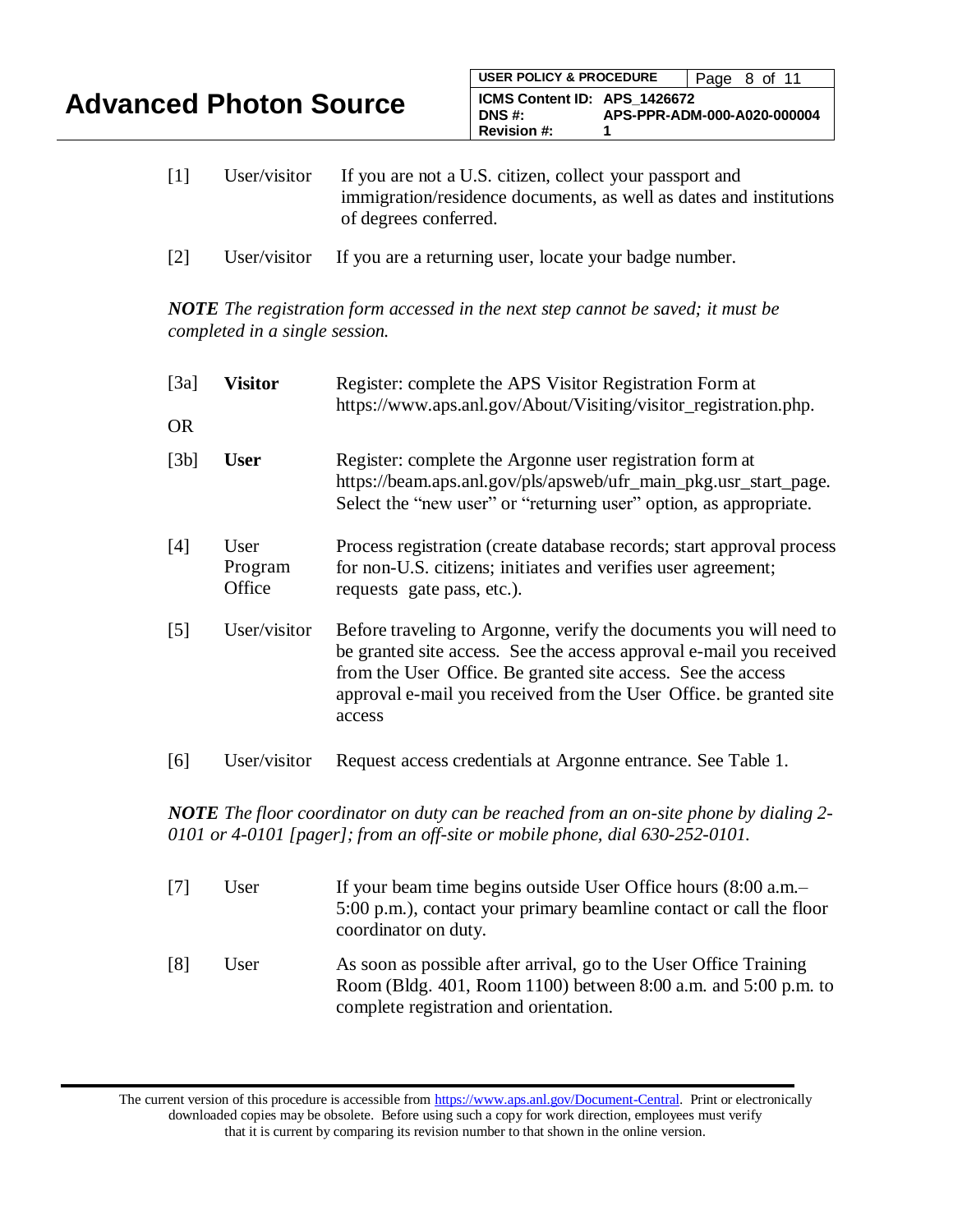| Step | Actor | Action |
|---|---|---|
| [1] | User/visitor | If you are not a U.S. citizen, collect your passport and immigration/residence documents, as well as dates and institutions of degrees conferred. |
| [2] | User/visitor | If you are a returning user, locate your badge number. |

***NOTE*** *The registration form accessed in the next step cannot be saved; it must be completed in a single session.*

| Step | Actor | Action |
|---|---|---|
| [3a] | **Visitor** | Register: complete the APS Visitor Registration Form at https://www.aps.anl.gov/About/Visiting/visitor_registration.php. |
| OR | | |
| [3b] | **User** | Register: complete the Argonne user registration form at https://beam.aps.anl.gov/pls/apsweb/ufr_main_pkg.usr_start_page. Select the "new user" or "returning user" option, as appropriate. |
| [4] | User Program Office | Process registration (create database records; start approval process for non-U.S. citizens; initiates and verifies user agreement; requests gate pass, etc.). |
| [5] | User/visitor | Before traveling to Argonne, verify the documents you will need to be granted site access. See the access approval e-mail you received from the User Office. Be granted site access. See the access approval e-mail you received from the User Office. be granted site access |
| [6] | User/visitor | Request access credentials at Argonne entrance. See Table 1. |

***NOTE*** *The floor coordinator on duty can be reached from an on-site phone by dialing 2-0101 or 4-0101 [pager]; from an off-site or mobile phone, dial 630-252-0101.*

| Step | Actor | Action |
|---|---|---|
| [7] | User | If your beam time begins outside User Office hours (8:00 a.m.–5:00 p.m.), contact your primary beamline contact or call the floor coordinator on duty. |
| [8] | User | As soon as possible after arrival, go to the User Office Training Room (Bldg. 401, Room 1100) between 8:00 a.m. and 5:00 p.m. to complete registration and orientation. |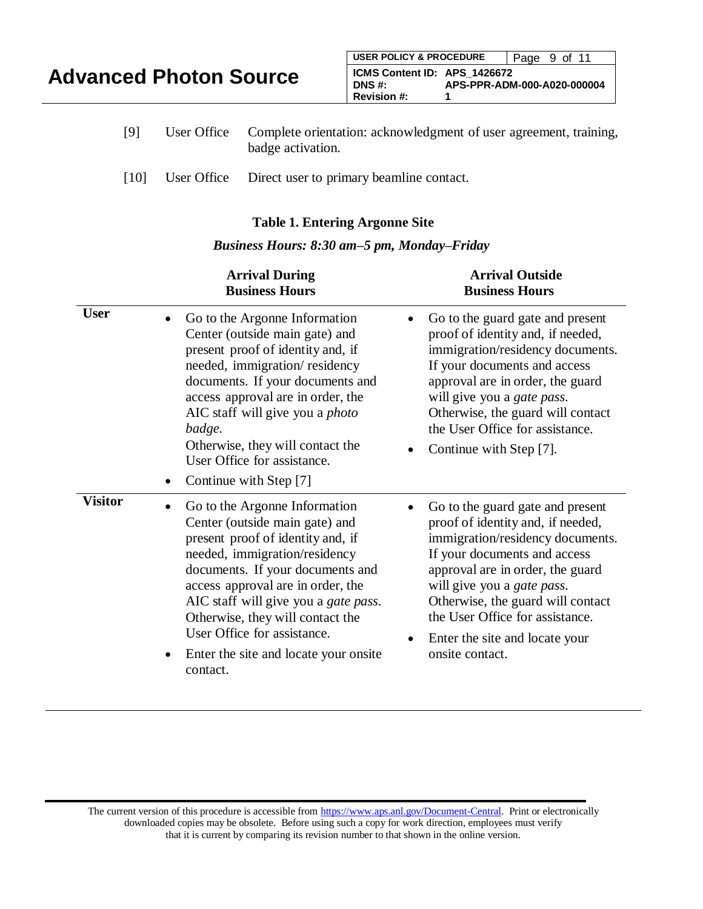[9] User Office Complete orientation: acknowledgment of user agreement, training, badge activation.

[10] User Office Direct user to primary beamline contact.

**Table 1. Entering Argonne Site**

***Business Hours: 8:30 am–5 pm, Monday–Friday***

| | **Arrival During Business Hours** | **Arrival Outside Business Hours** |
|---|---|---|
| **User** | • Go to the Argonne Information Center (outside main gate) and present proof of identity and, if needed, immigration/ residency documents. If your documents and access approval are in order, the AIC staff will give you a *photo badge.* Otherwise, they will contact the User Office for assistance. <br> • Continue with Step [7] | • Go to the guard gate and present proof of identity and, if needed, immigration/residency documents. If your documents and access approval are in order, the guard will give you a *gate pass*. Otherwise, the guard will contact the User Office for assistance. <br> • Continue with Step [7]. |
| **Visitor** | • Go to the Argonne Information Center (outside main gate) and present proof of identity and, if needed, immigration/residency documents. If your documents and access approval are in order, the AIC staff will give you a *gate pass*. Otherwise, they will contact the User Office for assistance. <br> • Enter the site and locate your onsite contact. | • Go to the guard gate and present proof of identity and, if needed, immigration/residency documents. If your documents and access approval are in order, the guard will give you a *gate pass*. Otherwise, the guard will contact the User Office for assistance. <br> • Enter the site and locate your onsite contact. |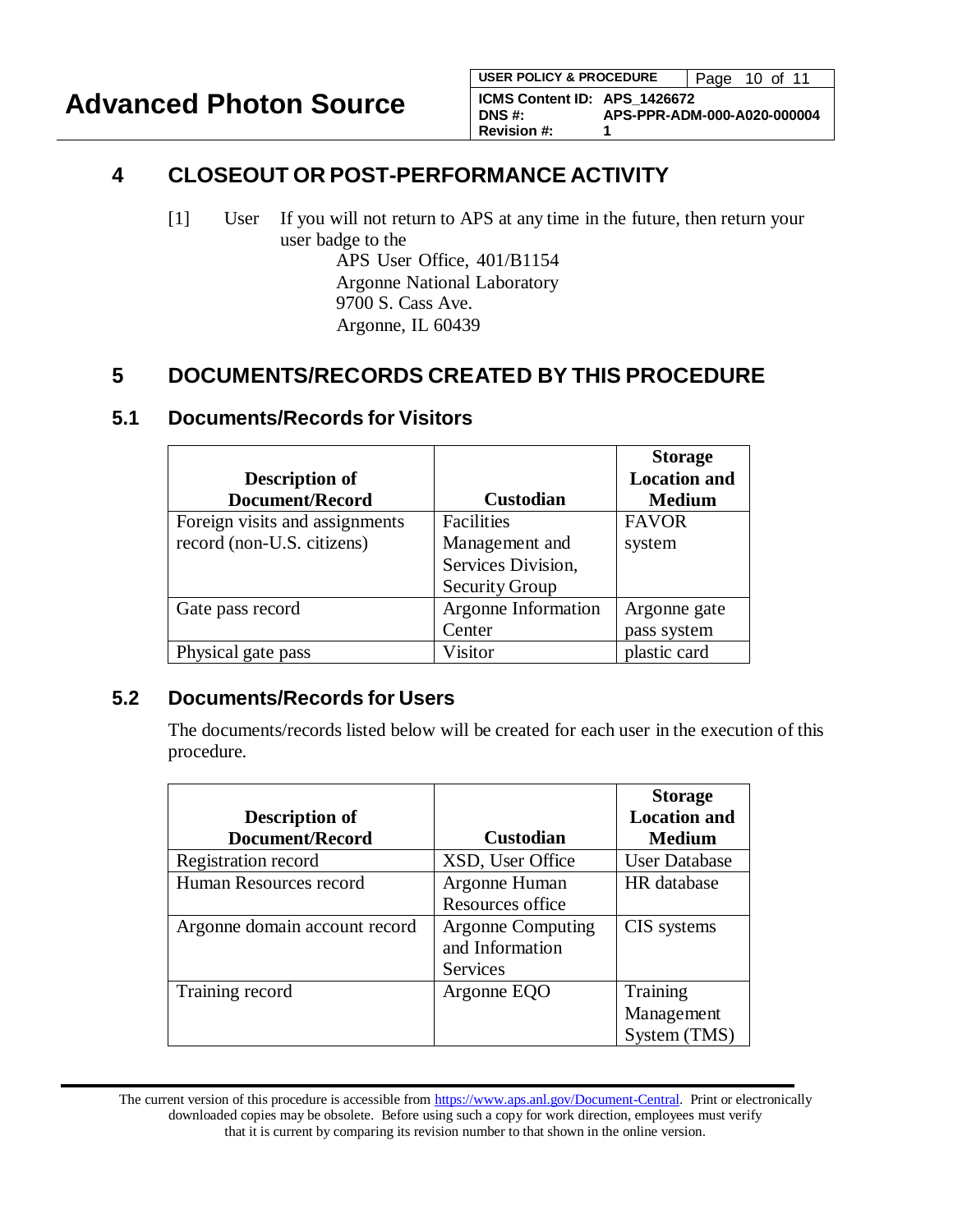# 4 CLOSEOUT OR POST-PERFORMANCE ACTIVITY

[1] User If you will not return to APS at any time in the future, then return your user badge to the

APS User Office, 401/B1154
Argonne National Laboratory
9700 S. Cass Ave.
Argonne, IL 60439

# 5 DOCUMENTS/RECORDS CREATED BY THIS PROCEDURE

## 5.1 Documents/Records for Visitors

| Description of Document/Record | Custodian | Storage Location and Medium |
|---|---|---|
| Foreign visits and assignments record (non-U.S. citizens) | Facilities Management and Services Division, Security Group | FAVOR system |
| Gate pass record | Argonne Information Center | Argonne gate pass system |
| Physical gate pass | Visitor | plastic card |

## 5.2 Documents/Records for Users

The documents/records listed below will be created for each user in the execution of this procedure.

| Description of Document/Record | Custodian | Storage Location and Medium |
|---|---|---|
| Registration record | XSD, User Office | User Database |
| Human Resources record | Argonne Human Resources office | HR database |
| Argonne domain account record | Argonne Computing and Information Services | CIS systems |
| Training record | Argonne EQO | Training Management System (TMS) |

The current version of this procedure is accessible from https://www.aps.anl.gov/Document-Central. Print or electronically downloaded copies may be obsolete. Before using such a copy for work direction, employees must verify that it is current by comparing its revision number to that shown in the online version.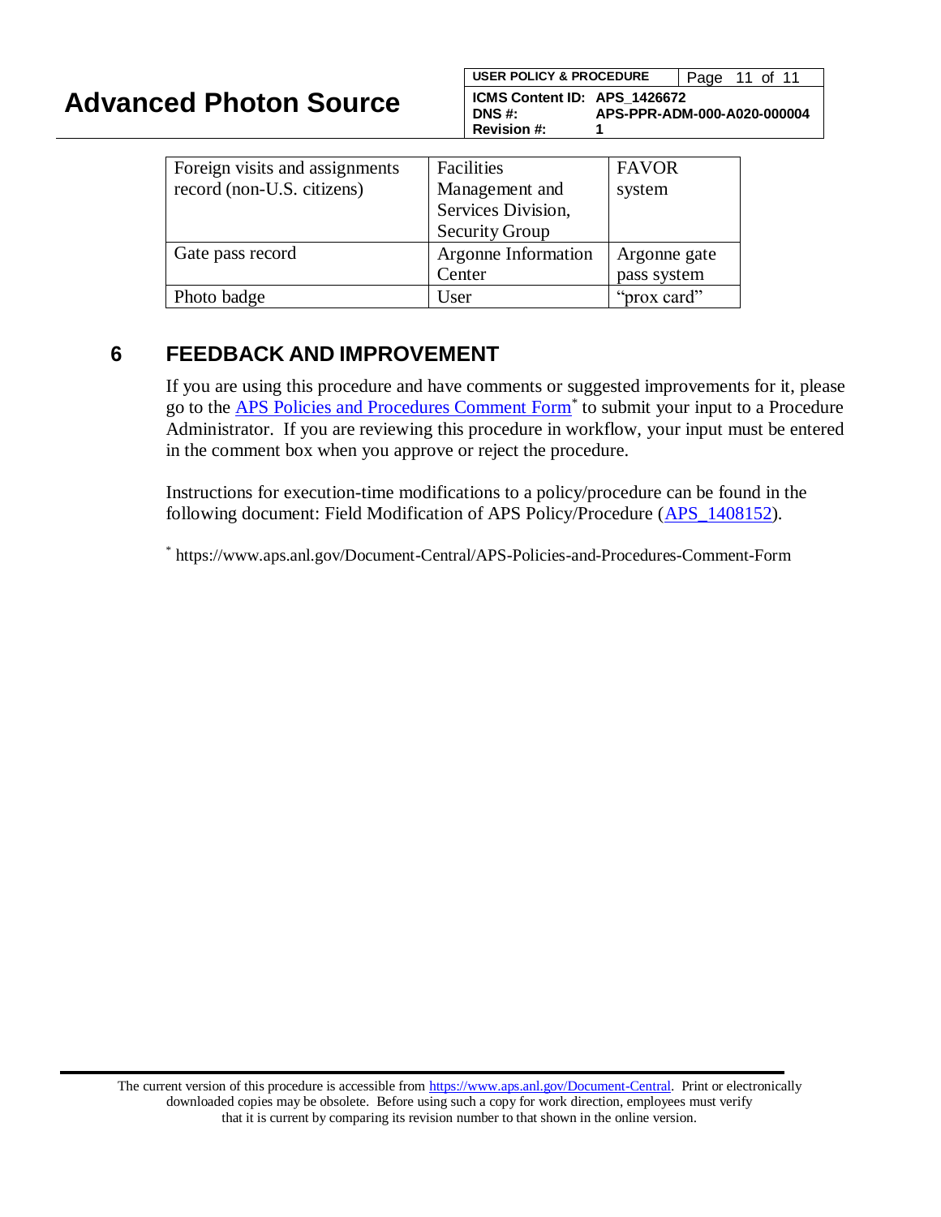| | | |
|---|---|---|
| Foreign visits and assignments record (non-U.S. citizens) | Facilities Management and Services Division, Security Group | FAVOR system |
| Gate pass record | Argonne Information Center | Argonne gate pass system |
| Photo badge | User | "prox card" |

## 6 FEEDBACK AND IMPROVEMENT

If you are using this procedure and have comments or suggested improvements for it, please go to the APS Policies and Procedures Comment Form* to submit your input to a Procedure Administrator. If you are reviewing this procedure in workflow, your input must be entered in the comment box when you approve or reject the procedure.

Instructions for execution-time modifications to a policy/procedure can be found in the following document: Field Modification of APS Policy/Procedure (APS_1408152).

* https://www.aps.anl.gov/Document-Central/APS-Policies-and-Procedures-Comment-Form